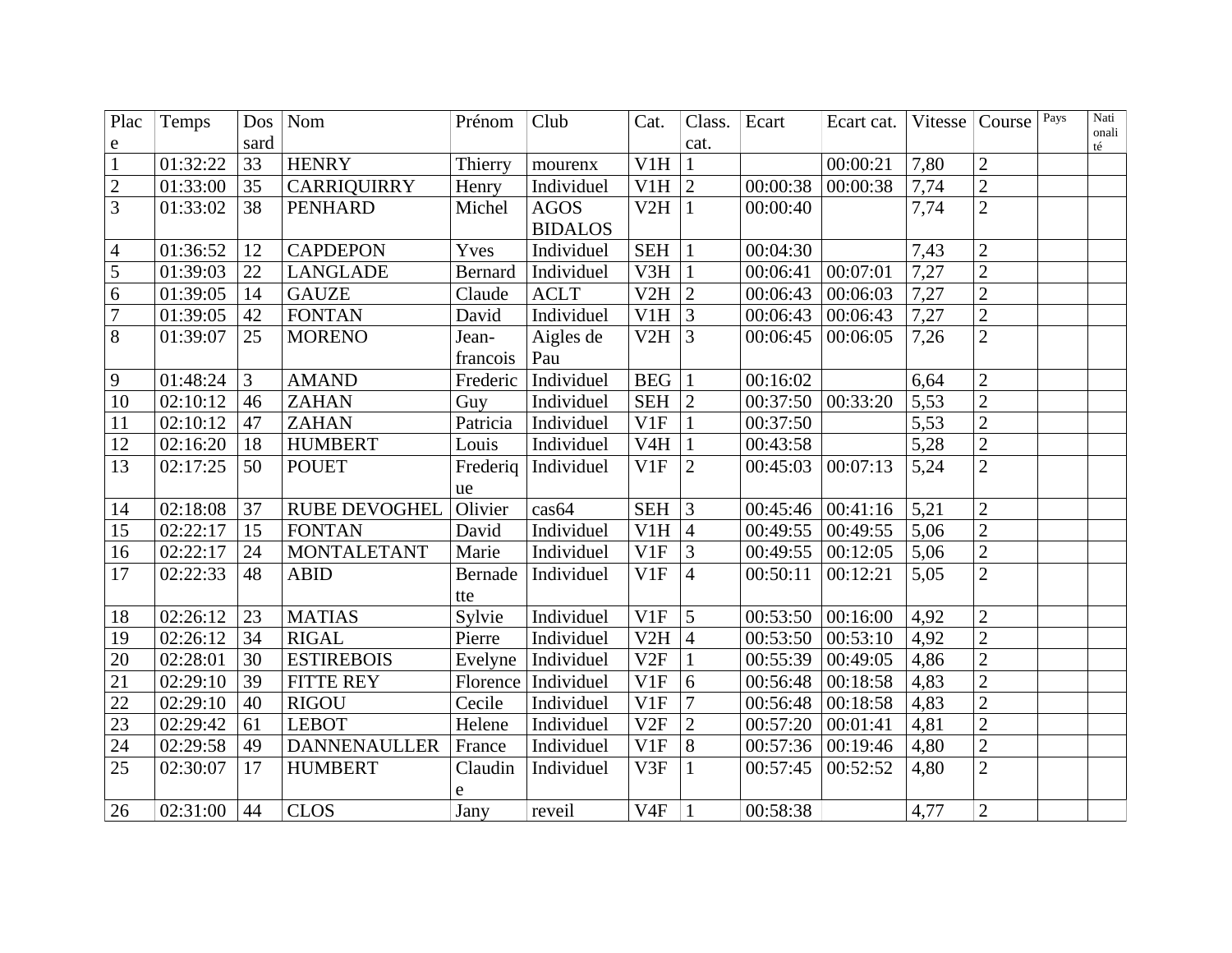| Place | Temps | Dossard | Nom | Prénom | Club | Cat. | Class. cat. | Ecart | Ecart cat. | Vitesse | Course | Pays | Nationalité |
|---|---|---|---|---|---|---|---|---|---|---|---|---|---|
| 1 | 01:32:22 | 33 | HENRY | Thierry | mourenx | V1H | 1 | | 00:00:21 | 7,80 | 2 | | |
| 2 | 01:33:00 | 35 | CARRIQUIRRY | Henry | Individuel | V1H | 2 | 00:00:38 | 00:00:38 | 7,74 | 2 | | |
| 3 | 01:33:02 | 38 | PENHARD | Michel | AGOS BIDALOS | V2H | 1 | 00:00:40 | | 7,74 | 2 | | |
| 4 | 01:36:52 | 12 | CAPDEPON | Yves | Individuel | SEH | 1 | 00:04:30 | | 7,43 | 2 | | |
| 5 | 01:39:03 | 22 | LANGLADE | Bernard | Individuel | V3H | 1 | 00:06:41 | 00:07:01 | 7,27 | 2 | | |
| 6 | 01:39:05 | 14 | GAUZE | Claude | ACLT | V2H | 2 | 00:06:43 | 00:06:03 | 7,27 | 2 | | |
| 7 | 01:39:05 | 42 | FONTAN | David | Individuel | V1H | 3 | 00:06:43 | 00:06:43 | 7,27 | 2 | | |
| 8 | 01:39:07 | 25 | MORENO | Jean-francois | Aigles de Pau | V2H | 3 | 00:06:45 | 00:06:05 | 7,26 | 2 | | |
| 9 | 01:48:24 | 3 | AMAND | Frederic | Individuel | BEG | 1 | 00:16:02 | | 6,64 | 2 | | |
| 10 | 02:10:12 | 46 | ZAHAN | Guy | Individuel | SEH | 2 | 00:37:50 | 00:33:20 | 5,53 | 2 | | |
| 11 | 02:10:12 | 47 | ZAHAN | Patricia | Individuel | V1F | 1 | 00:37:50 | | 5,53 | 2 | | |
| 12 | 02:16:20 | 18 | HUMBERT | Louis | Individuel | V4H | 1 | 00:43:58 | | 5,28 | 2 | | |
| 13 | 02:17:25 | 50 | POUET | Frederique | Individuel | V1F | 2 | 00:45:03 | 00:07:13 | 5,24 | 2 | | |
| 14 | 02:18:08 | 37 | RUBE DEVOGHEL | Olivier | cas64 | SEH | 3 | 00:45:46 | 00:41:16 | 5,21 | 2 | | |
| 15 | 02:22:17 | 15 | FONTAN | David | Individuel | V1H | 4 | 00:49:55 | 00:49:55 | 5,06 | 2 | | |
| 16 | 02:22:17 | 24 | MONTALETANT | Marie | Individuel | V1F | 3 | 00:49:55 | 00:12:05 | 5,06 | 2 | | |
| 17 | 02:22:33 | 48 | ABID | Bernadette | Individuel | V1F | 4 | 00:50:11 | 00:12:21 | 5,05 | 2 | | |
| 18 | 02:26:12 | 23 | MATIAS | Sylvie | Individuel | V1F | 5 | 00:53:50 | 00:16:00 | 4,92 | 2 | | |
| 19 | 02:26:12 | 34 | RIGAL | Pierre | Individuel | V2H | 4 | 00:53:50 | 00:53:10 | 4,92 | 2 | | |
| 20 | 02:28:01 | 30 | ESTIREBOIS | Evelyne | Individuel | V2F | 1 | 00:55:39 | 00:49:05 | 4,86 | 2 | | |
| 21 | 02:29:10 | 39 | FITTE REY | Florence | Individuel | V1F | 6 | 00:56:48 | 00:18:58 | 4,83 | 2 | | |
| 22 | 02:29:10 | 40 | RIGOU | Cecile | Individuel | V1F | 7 | 00:56:48 | 00:18:58 | 4,83 | 2 | | |
| 23 | 02:29:42 | 61 | LEBOT | Helene | Individuel | V2F | 2 | 00:57:20 | 00:01:41 | 4,81 | 2 | | |
| 24 | 02:29:58 | 49 | DANNENAULLER | France | Individuel | V1F | 8 | 00:57:36 | 00:19:46 | 4,80 | 2 | | |
| 25 | 02:30:07 | 17 | HUMBERT | Claudine | Individuel | V3F | 1 | 00:57:45 | 00:52:52 | 4,80 | 2 | | |
| 26 | 02:31:00 | 44 | CLOS | Jany | reveil | V4F | 1 | 00:58:38 | | 4,77 | 2 | | |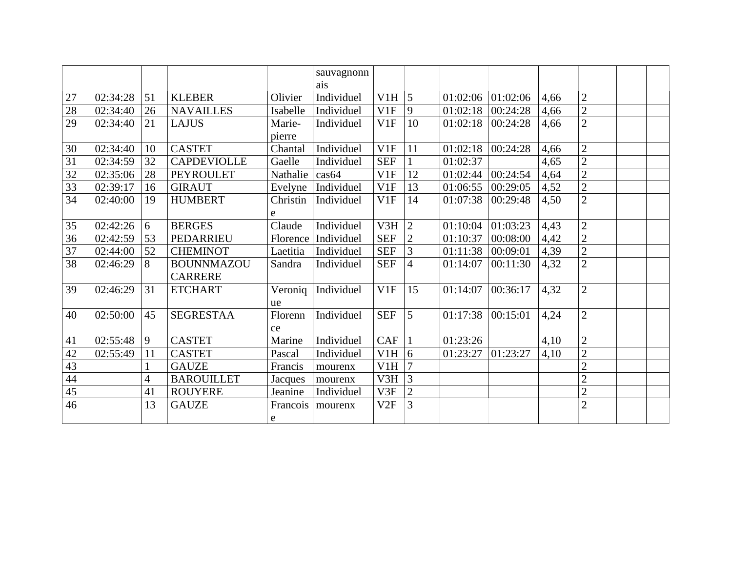| | | | | | | | | | | | | | |
|---|---|---|---|---|---|---|---|---|---|---|---|---|---|
| | | | | | sauvagnonnais | | | | | | | | |
| 27 | 02:34:28 | 51 | KLEBER | Olivier | Individuel | V1H | 5 | 01:02:06 | 01:02:06 | 4,66 | 2 | | |
| 28 | 02:34:40 | 26 | NAVAILLES | Isabelle | Individuel | V1F | 9 | 01:02:18 | 00:24:28 | 4,66 | 2 | | |
| 29 | 02:34:40 | 21 | LAJUS | Marie-pierre | Individuel | V1F | 10 | 01:02:18 | 00:24:28 | 4,66 | 2 | | |
| 30 | 02:34:40 | 10 | CASTET | Chantal | Individuel | V1F | 11 | 01:02:18 | 00:24:28 | 4,66 | 2 | | |
| 31 | 02:34:59 | 32 | CAPDEVIOLLE | Gaelle | Individuel | SEF | 1 | 01:02:37 | | 4,65 | 2 | | |
| 32 | 02:35:06 | 28 | PEYROULET | Nathalie | cas64 | V1F | 12 | 01:02:44 | 00:24:54 | 4,64 | 2 | | |
| 33 | 02:39:17 | 16 | GIRAUT | Evelyne | Individuel | V1F | 13 | 01:06:55 | 00:29:05 | 4,52 | 2 | | |
| 34 | 02:40:00 | 19 | HUMBERT | Christine | Individuel | V1F | 14 | 01:07:38 | 00:29:48 | 4,50 | 2 | | |
| 35 | 02:42:26 | 6 | BERGES | Claude | Individuel | V3H | 2 | 01:10:04 | 01:03:23 | 4,43 | 2 | | |
| 36 | 02:42:59 | 53 | PEDARRIEU | Florence | Individuel | SEF | 2 | 01:10:37 | 00:08:00 | 4,42 | 2 | | |
| 37 | 02:44:00 | 52 | CHEMINOT | Laetitia | Individuel | SEF | 3 | 01:11:38 | 00:09:01 | 4,39 | 2 | | |
| 38 | 02:46:29 | 8 | BOUNNMAZOU CARRERE | Sandra | Individuel | SEF | 4 | 01:14:07 | 00:11:30 | 4,32 | 2 | | |
| 39 | 02:46:29 | 31 | ETCHART | Veronique | Individuel | V1F | 15 | 01:14:07 | 00:36:17 | 4,32 | 2 | | |
| 40 | 02:50:00 | 45 | SEGRESTAA | Florennce | Individuel | SEF | 5 | 01:17:38 | 00:15:01 | 4,24 | 2 | | |
| 41 | 02:55:48 | 9 | CASTET | Marine | Individuel | CAF | 1 | 01:23:26 | | 4,10 | 2 | | |
| 42 | 02:55:49 | 11 | CASTET | Pascal | Individuel | V1H | 6 | 01:23:27 | 01:23:27 | 4,10 | 2 | | |
| 43 | | 1 | GAUZE | Francis | mourenx | V1H | 7 | | | | 2 | | |
| 44 | | 4 | BAROUILLET | Jacques | mourenx | V3H | 3 | | | | 2 | | |
| 45 | | 41 | ROUYERE | Jeanine | Individuel | V3F | 2 | | | | 2 | | |
| 46 | | 13 | GAUZE | Francoise | mourenx | V2F | 3 | | | | 2 | | |